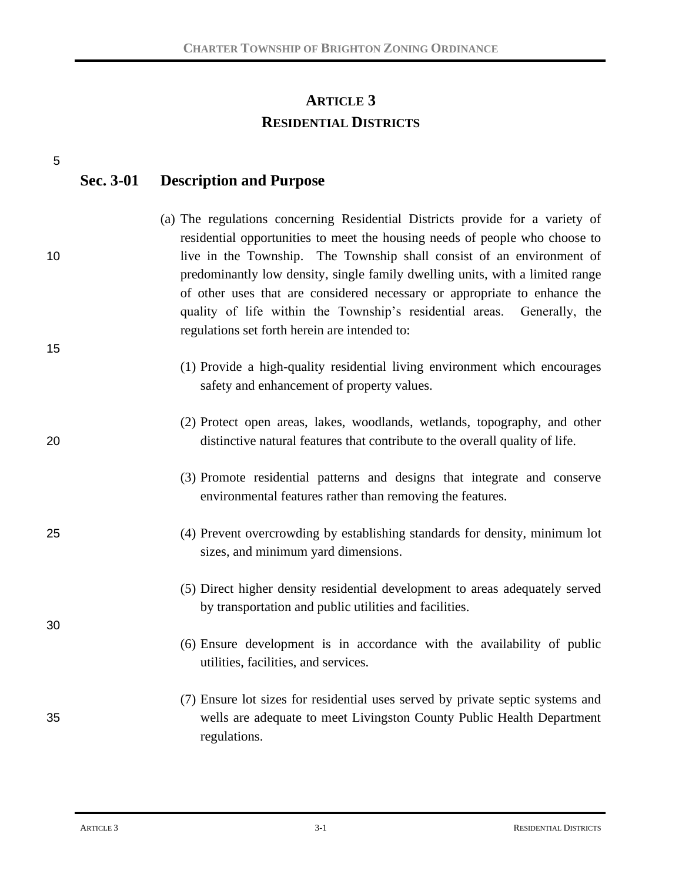# ARTICLE 3
# RESIDENTIAL DISTRICTS

## Sec. 3-01 Description and Purpose

(a) The regulations concerning Residential Districts provide for a variety of residential opportunities to meet the housing needs of people who choose to live in the Township. The Township shall consist of an environment of predominantly low density, single family dwelling units, with a limited range of other uses that are considered necessary or appropriate to enhance the quality of life within the Township's residential areas. Generally, the regulations set forth herein are intended to:

(1) Provide a high-quality residential living environment which encourages safety and enhancement of property values.

(2) Protect open areas, lakes, woodlands, wetlands, topography, and other distinctive natural features that contribute to the overall quality of life.

(3) Promote residential patterns and designs that integrate and conserve environmental features rather than removing the features.

(4) Prevent overcrowding by establishing standards for density, minimum lot sizes, and minimum yard dimensions.

(5) Direct higher density residential development to areas adequately served by transportation and public utilities and facilities.

(6) Ensure development is in accordance with the availability of public utilities, facilities, and services.

(7) Ensure lot sizes for residential uses served by private septic systems and wells are adequate to meet Livingston County Public Health Department regulations.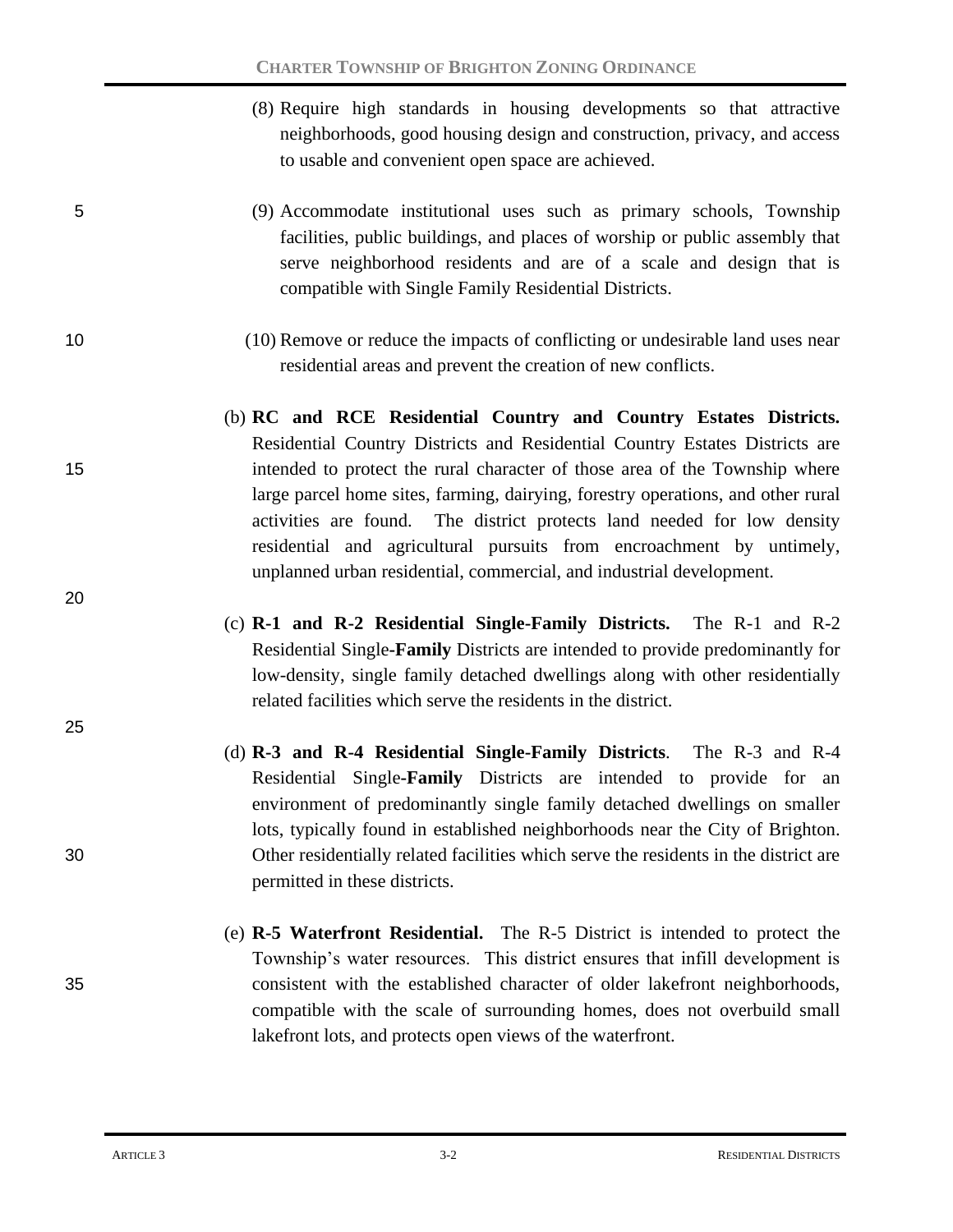(8) Require high standards in housing developments so that attractive neighborhoods, good housing design and construction, privacy, and access to usable and convenient open space are achieved.

(9) Accommodate institutional uses such as primary schools, Township facilities, public buildings, and places of worship or public assembly that serve neighborhood residents and are of a scale and design that is compatible with Single Family Residential Districts.

(10) Remove or reduce the impacts of conflicting or undesirable land uses near residential areas and prevent the creation of new conflicts.

(b) **RC and RCE Residential Country and Country Estates Districts.** Residential Country Districts and Residential Country Estates Districts are intended to protect the rural character of those area of the Township where large parcel home sites, farming, dairying, forestry operations, and other rural activities are found. The district protects land needed for low density residential and agricultural pursuits from encroachment by untimely, unplanned urban residential, commercial, and industrial development.

(c) **R-1 and R-2 Residential Single-Family Districts.** The R-1 and R-2 Residential Single-**Family** Districts are intended to provide predominantly for low-density, single family detached dwellings along with other residentially related facilities which serve the residents in the district.

(d) **R-3 and R-4 Residential Single-Family Districts**. The R-3 and R-4 Residential Single-**Family** Districts are intended to provide for an environment of predominantly single family detached dwellings on smaller lots, typically found in established neighborhoods near the City of Brighton. Other residentially related facilities which serve the residents in the district are permitted in these districts.

(e) **R-5 Waterfront Residential.** The R-5 District is intended to protect the Township's water resources. This district ensures that infill development is consistent with the established character of older lakefront neighborhoods, compatible with the scale of surrounding homes, does not overbuild small lakefront lots, and protects open views of the waterfront.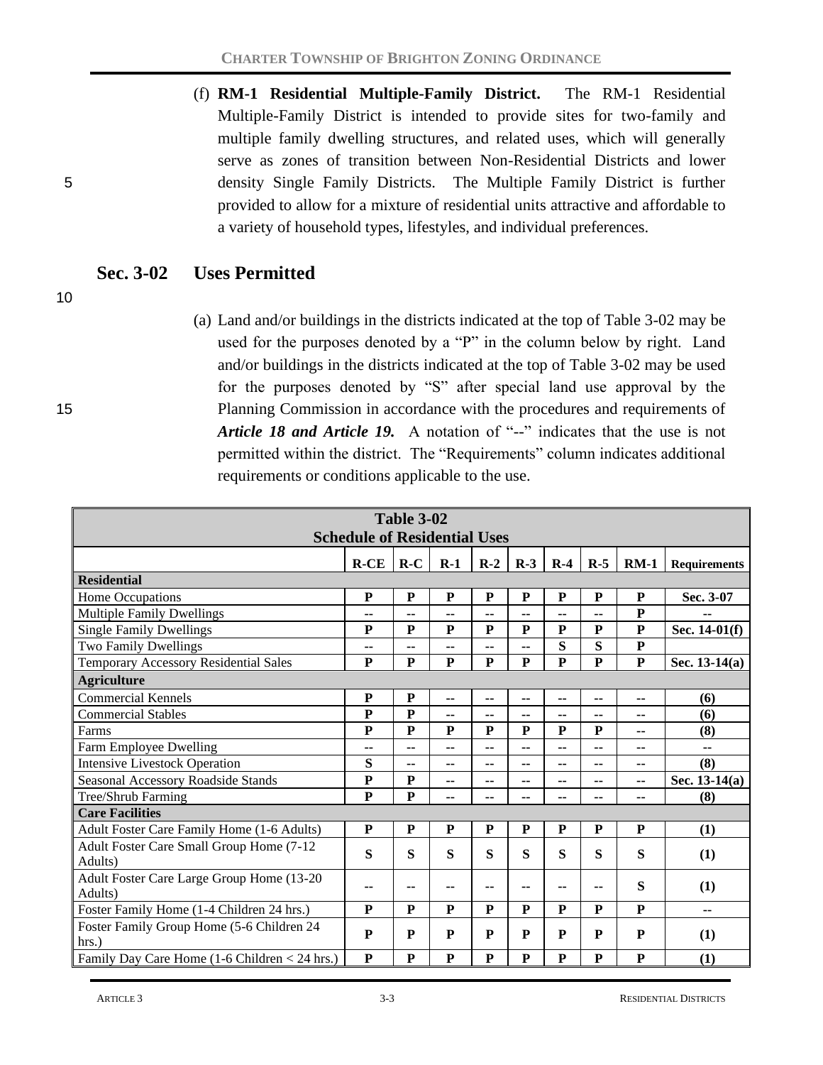(f) **RM-1 Residential Multiple-Family District.** The RM-1 Residential Multiple-Family District is intended to provide sites for two-family and multiple family dwelling structures, and related uses, which will generally serve as zones of transition between Non-Residential Districts and lower density Single Family Districts. The Multiple Family District is further provided to allow for a mixture of residential units attractive and affordable to a variety of household types, lifestyles, and individual preferences.

## Sec. 3-02 Uses Permitted

(a) Land and/or buildings in the districts indicated at the top of Table 3-02 may be used for the purposes denoted by a "P" in the column below by right. Land and/or buildings in the districts indicated at the top of Table 3-02 may be used for the purposes denoted by "S" after special land use approval by the Planning Commission in accordance with the procedures and requirements of ***Article 18 and Article 19.*** A notation of "--" indicates that the use is not permitted within the district. The "Requirements" column indicates additional requirements or conditions applicable to the use.

**Table 3-02**
**Schedule of Residential Uses**

| | R-CE | R-C | R-1 | R-2 | R-3 | R-4 | R-5 | RM-1 | Requirements |
|---|---|---|---|---|---|---|---|---|---|
| **Residential** | | | | | | | | | |
| Home Occupations | P | P | P | P | P | P | P | P | Sec. 3-07 |
| Multiple Family Dwellings | -- | -- | -- | -- | -- | -- | -- | P | -- |
| Single Family Dwellings | P | P | P | P | P | P | P | P | Sec. 14-01(f) |
| Two Family Dwellings | -- | -- | -- | -- | -- | S | S | P | |
| Temporary Accessory Residential Sales | P | P | P | P | P | P | P | P | Sec. 13-14(a) |
| **Agriculture** | | | | | | | | | |
| Commercial Kennels | P | P | -- | -- | -- | -- | -- | -- | (6) |
| Commercial Stables | P | P | -- | -- | -- | -- | -- | -- | (6) |
| Farms | P | P | P | P | P | P | P | -- | (8) |
| Farm Employee Dwelling | -- | -- | -- | -- | -- | -- | -- | -- | -- |
| Intensive Livestock Operation | S | -- | -- | -- | -- | -- | -- | -- | (8) |
| Seasonal Accessory Roadside Stands | P | P | -- | -- | -- | -- | -- | -- | Sec. 13-14(a) |
| Tree/Shrub Farming | P | P | -- | -- | -- | -- | -- | -- | (8) |
| **Care Facilities** | | | | | | | | | |
| Adult Foster Care Family Home (1-6 Adults) | P | P | P | P | P | P | P | P | (1) |
| Adult Foster Care Small Group Home (7-12 Adults) | S | S | S | S | S | S | S | S | (1) |
| Adult Foster Care Large Group Home (13-20 Adults) | -- | -- | -- | -- | -- | -- | -- | S | (1) |
| Foster Family Home (1-4 Children 24 hrs.) | P | P | P | P | P | P | P | P | -- |
| Foster Family Group Home (5-6 Children 24 hrs.) | P | P | P | P | P | P | P | P | (1) |
| Family Day Care Home (1-6 Children < 24 hrs.) | P | P | P | P | P | P | P | P | (1) |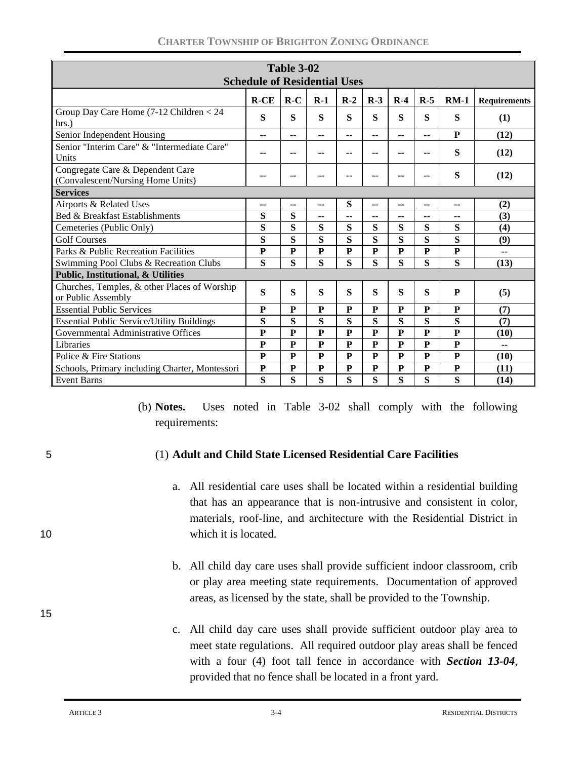| Table 3-02 Schedule of Residential Uses | | | | | | | | | |
|---|---|---|---|---|---|---|---|---|---|
| | **R-CE** | **R-C** | **R-1** | **R-2** | **R-3** | **R-4** | **R-5** | **RM-1** | **Requirements** |
| Group Day Care Home (7-12 Children < 24 hrs.) | **S** | **S** | **S** | **S** | **S** | **S** | **S** | **S** | **(1)** |
| Senior Independent Housing | -- | -- | -- | -- | -- | -- | -- | **P** | **(12)** |
| Senior "Interim Care" & "Intermediate Care" Units | -- | -- | -- | -- | -- | -- | -- | **S** | **(12)** |
| Congregate Care & Dependent Care (Convalescent/Nursing Home Units) | -- | -- | -- | -- | -- | -- | -- | **S** | **(12)** |
| **Services** | | | | | | | | | |
| Airports & Related Uses | -- | -- | -- | **S** | -- | -- | -- | -- | **(2)** |
| Bed & Breakfast Establishments | **S** | **S** | -- | -- | -- | -- | -- | -- | **(3)** |
| Cemeteries (Public Only) | **S** | **S** | **S** | **S** | **S** | **S** | **S** | **S** | **(4)** |
| Golf Courses | **S** | **S** | **S** | **S** | **S** | **S** | **S** | **S** | **(9)** |
| Parks & Public Recreation Facilities | **P** | **P** | **P** | **P** | **P** | **P** | **P** | **P** | -- |
| Swimming Pool Clubs & Recreation Clubs | **S** | **S** | **S** | **S** | **S** | **S** | **S** | **S** | **(13)** |
| **Public, Institutional, & Utilities** | | | | | | | | | |
| Churches, Temples, & other Places of Worship or Public Assembly | **S** | **S** | **S** | **S** | **S** | **S** | **S** | **P** | **(5)** |
| Essential Public Services | **P** | **P** | **P** | **P** | **P** | **P** | **P** | **P** | **(7)** |
| Essential Public Service/Utility Buildings | **S** | **S** | **S** | **S** | **S** | **S** | **S** | **S** | **(7)** |
| Governmental Administrative Offices | **P** | **P** | **P** | **P** | **P** | **P** | **P** | **P** | **(10)** |
| Libraries | **P** | **P** | **P** | **P** | **P** | **P** | **P** | **P** | -- |
| Police & Fire Stations | **P** | **P** | **P** | **P** | **P** | **P** | **P** | **P** | **(10)** |
| Schools, Primary including Charter, Montessori | **P** | **P** | **P** | **P** | **P** | **P** | **P** | **P** | **(11)** |
| Event Barns | **S** | **S** | **S** | **S** | **S** | **S** | **S** | **S** | **(14)** |

(b) **Notes.** Uses noted in Table 3-02 shall comply with the following requirements:

(1) **Adult and Child State Licensed Residential Care Facilities**

a. All residential care uses shall be located within a residential building that has an appearance that is non-intrusive and consistent in color, materials, roof-line, and architecture with the Residential District in which it is located.

b. All child day care uses shall provide sufficient indoor classroom, crib or play area meeting state requirements. Documentation of approved areas, as licensed by the state, shall be provided to the Township.

c. All child day care uses shall provide sufficient outdoor play area to meet state regulations. All required outdoor play areas shall be fenced with a four (4) foot tall fence in accordance with ***Section 13-04***, provided that no fence shall be located in a front yard.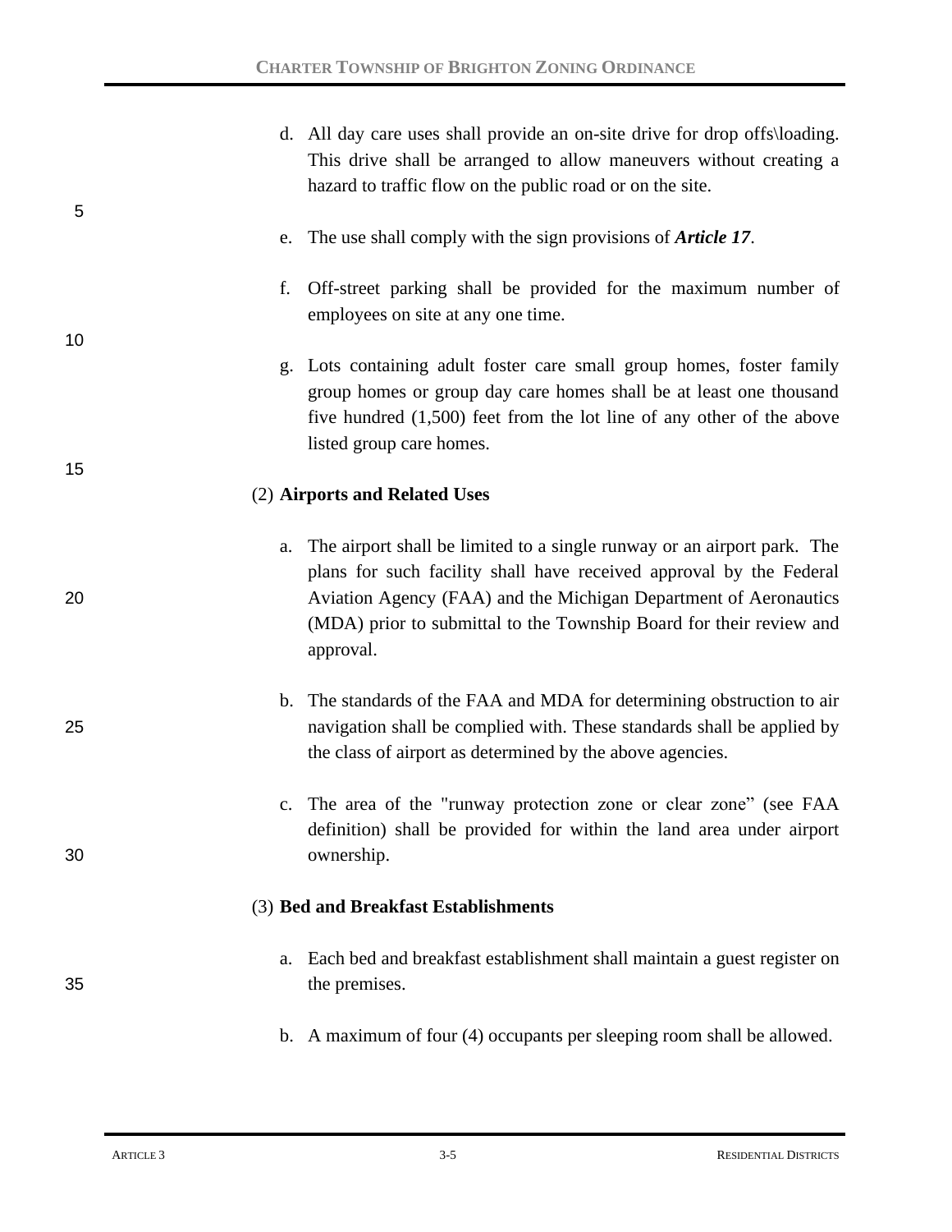d. All day care uses shall provide an on-site drive for drop offs\loading. This drive shall be arranged to allow maneuvers without creating a hazard to traffic flow on the public road or on the site.

e. The use shall comply with the sign provisions of ***Article 17***.

f. Off-street parking shall be provided for the maximum number of employees on site at any one time.

g. Lots containing adult foster care small group homes, foster family group homes or group day care homes shall be at least one thousand five hundred (1,500) feet from the lot line of any other of the above listed group care homes.

(2) **Airports and Related Uses**

a. The airport shall be limited to a single runway or an airport park. The plans for such facility shall have received approval by the Federal Aviation Agency (FAA) and the Michigan Department of Aeronautics (MDA) prior to submittal to the Township Board for their review and approval.

b. The standards of the FAA and MDA for determining obstruction to air navigation shall be complied with. These standards shall be applied by the class of airport as determined by the above agencies.

c. The area of the "runway protection zone or clear zone" (see FAA definition) shall be provided for within the land area under airport ownership.

(3) **Bed and Breakfast Establishments**

a. Each bed and breakfast establishment shall maintain a guest register on the premises.

b. A maximum of four (4) occupants per sleeping room shall be allowed.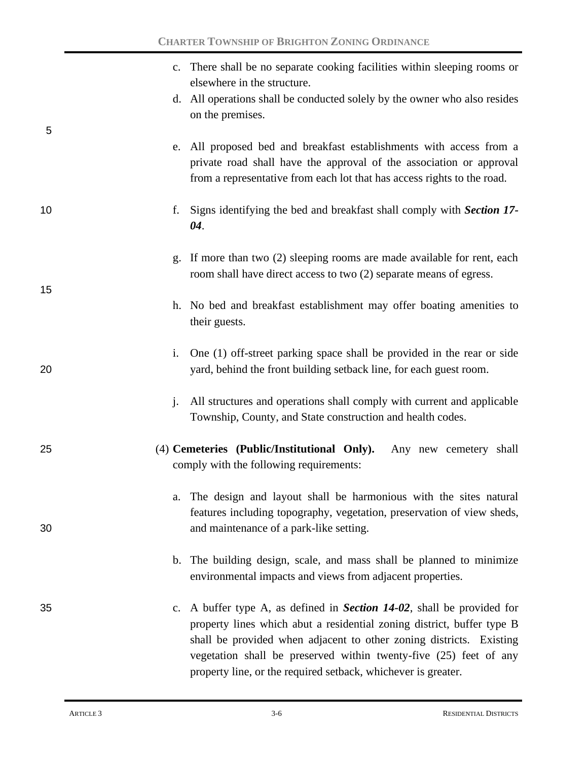c. There shall be no separate cooking facilities within sleeping rooms or elsewhere in the structure.

d. All operations shall be conducted solely by the owner who also resides on the premises.

e. All proposed bed and breakfast establishments with access from a private road shall have the approval of the association or approval from a representative from each lot that has access rights to the road.

f. Signs identifying the bed and breakfast shall comply with ***Section 17-04***.

g. If more than two (2) sleeping rooms are made available for rent, each room shall have direct access to two (2) separate means of egress.

h. No bed and breakfast establishment may offer boating amenities to their guests.

i. One (1) off-street parking space shall be provided in the rear or side yard, behind the front building setback line, for each guest room.

j. All structures and operations shall comply with current and applicable Township, County, and State construction and health codes.

(4) **Cemeteries (Public/Institutional Only).** Any new cemetery shall comply with the following requirements:

a. The design and layout shall be harmonious with the sites natural features including topography, vegetation, preservation of view sheds, and maintenance of a park-like setting.

b. The building design, scale, and mass shall be planned to minimize environmental impacts and views from adjacent properties.

c. A buffer type A, as defined in ***Section 14-02***, shall be provided for property lines which abut a residential zoning district, buffer type B shall be provided when adjacent to other zoning districts. Existing vegetation shall be preserved within twenty-five (25) feet of any property line, or the required setback, whichever is greater.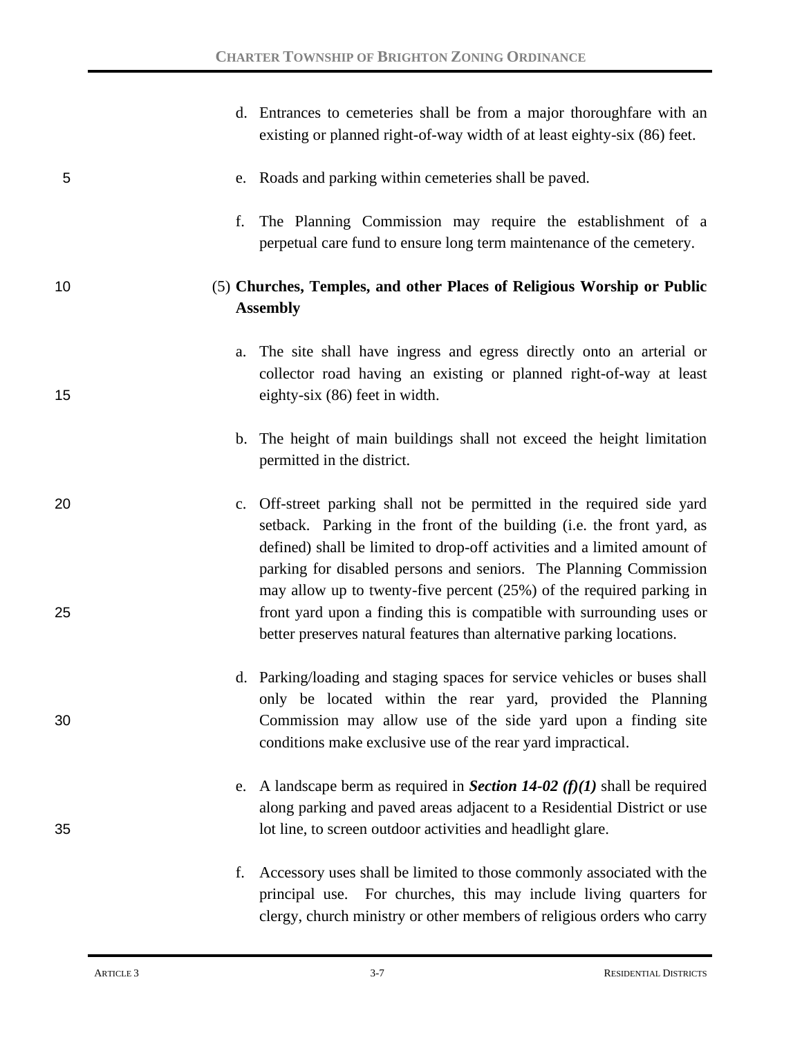d. Entrances to cemeteries shall be from a major thoroughfare with an existing or planned right-of-way width of at least eighty-six (86) feet.

e. Roads and parking within cemeteries shall be paved.

f. The Planning Commission may require the establishment of a perpetual care fund to ensure long term maintenance of the cemetery.

(5) **Churches, Temples, and other Places of Religious Worship or Public Assembly**

a. The site shall have ingress and egress directly onto an arterial or collector road having an existing or planned right-of-way at least eighty-six (86) feet in width.

b. The height of main buildings shall not exceed the height limitation permitted in the district.

c. Off-street parking shall not be permitted in the required side yard setback. Parking in the front of the building (i.e. the front yard, as defined) shall be limited to drop-off activities and a limited amount of parking for disabled persons and seniors. The Planning Commission may allow up to twenty-five percent (25%) of the required parking in front yard upon a finding this is compatible with surrounding uses or better preserves natural features than alternative parking locations.

d. Parking/loading and staging spaces for service vehicles or buses shall only be located within the rear yard, provided the Planning Commission may allow use of the side yard upon a finding site conditions make exclusive use of the rear yard impractical.

e. A landscape berm as required in ***Section 14-02 (f)(1)*** shall be required along parking and paved areas adjacent to a Residential District or use lot line, to screen outdoor activities and headlight glare.

f. Accessory uses shall be limited to those commonly associated with the principal use. For churches, this may include living quarters for clergy, church ministry or other members of religious orders who carry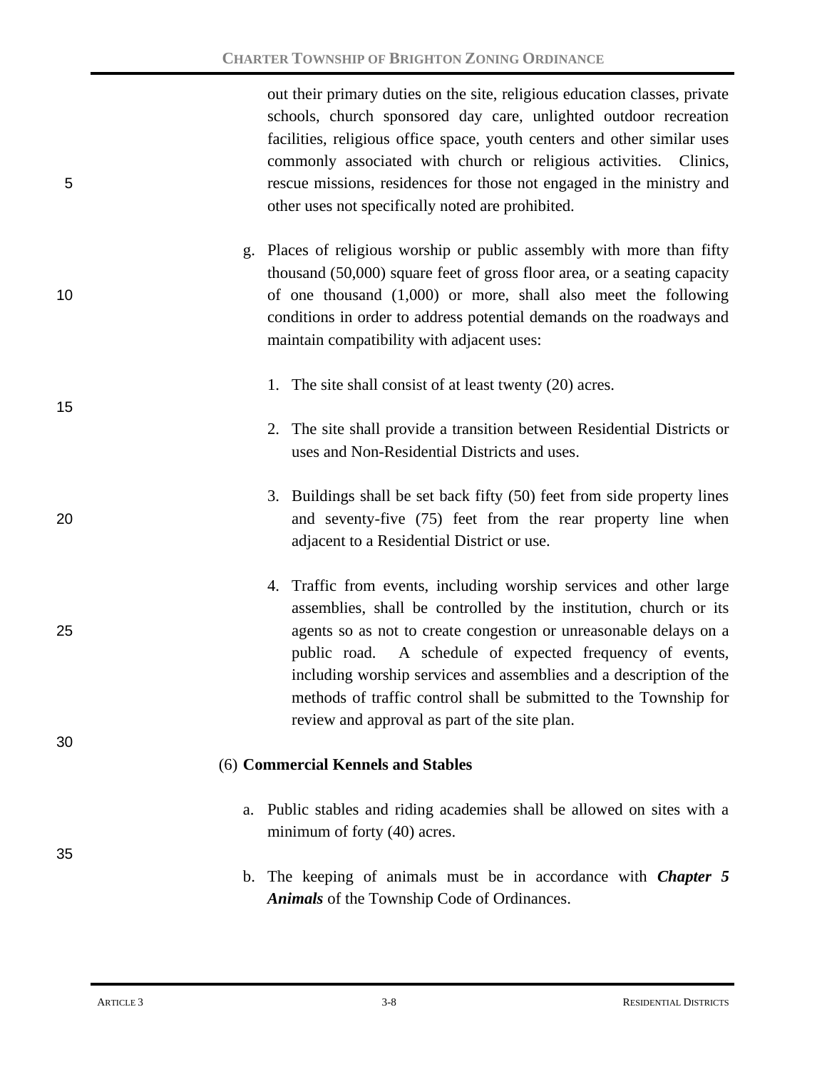out their primary duties on the site, religious education classes, private schools, church sponsored day care, unlighted outdoor recreation facilities, religious office space, youth centers and other similar uses commonly associated with church or religious activities. Clinics, rescue missions, residences for those not engaged in the ministry and other uses not specifically noted are prohibited.

g. Places of religious worship or public assembly with more than fifty thousand (50,000) square feet of gross floor area, or a seating capacity of one thousand (1,000) or more, shall also meet the following conditions in order to address potential demands on the roadways and maintain compatibility with adjacent uses:

   1. The site shall consist of at least twenty (20) acres.

   2. The site shall provide a transition between Residential Districts or uses and Non-Residential Districts and uses.

   3. Buildings shall be set back fifty (50) feet from side property lines and seventy-five (75) feet from the rear property line when adjacent to a Residential District or use.

   4. Traffic from events, including worship services and other large assemblies, shall be controlled by the institution, church or its agents so as not to create congestion or unreasonable delays on a public road. A schedule of expected frequency of events, including worship services and assemblies and a description of the methods of traffic control shall be submitted to the Township for review and approval as part of the site plan.

(6) **Commercial Kennels and Stables**

a. Public stables and riding academies shall be allowed on sites with a minimum of forty (40) acres.

b. The keeping of animals must be in accordance with ***Chapter 5 Animals*** of the Township Code of Ordinances.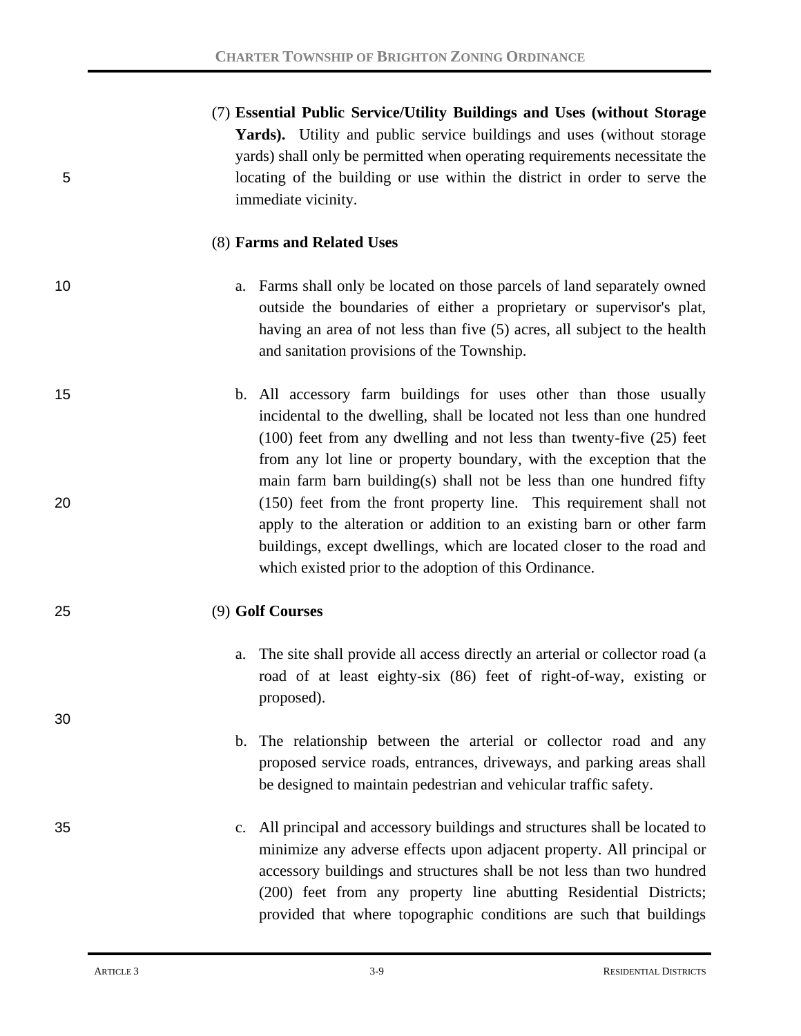(7) **Essential Public Service/Utility Buildings and Uses (without Storage Yards).** Utility and public service buildings and uses (without storage yards) shall only be permitted when operating requirements necessitate the locating of the building or use within the district in order to serve the immediate vicinity.

(8) **Farms and Related Uses**

a. Farms shall only be located on those parcels of land separately owned outside the boundaries of either a proprietary or supervisor's plat, having an area of not less than five (5) acres, all subject to the health and sanitation provisions of the Township.

b. All accessory farm buildings for uses other than those usually incidental to the dwelling, shall be located not less than one hundred (100) feet from any dwelling and not less than twenty-five (25) feet from any lot line or property boundary, with the exception that the main farm barn building(s) shall not be less than one hundred fifty (150) feet from the front property line. This requirement shall not apply to the alteration or addition to an existing barn or other farm buildings, except dwellings, which are located closer to the road and which existed prior to the adoption of this Ordinance.

(9) **Golf Courses**

a. The site shall provide all access directly an arterial or collector road (a road of at least eighty-six (86) feet of right-of-way, existing or proposed).

b. The relationship between the arterial or collector road and any proposed service roads, entrances, driveways, and parking areas shall be designed to maintain pedestrian and vehicular traffic safety.

c. All principal and accessory buildings and structures shall be located to minimize any adverse effects upon adjacent property. All principal or accessory buildings and structures shall be not less than two hundred (200) feet from any property line abutting Residential Districts; provided that where topographic conditions are such that buildings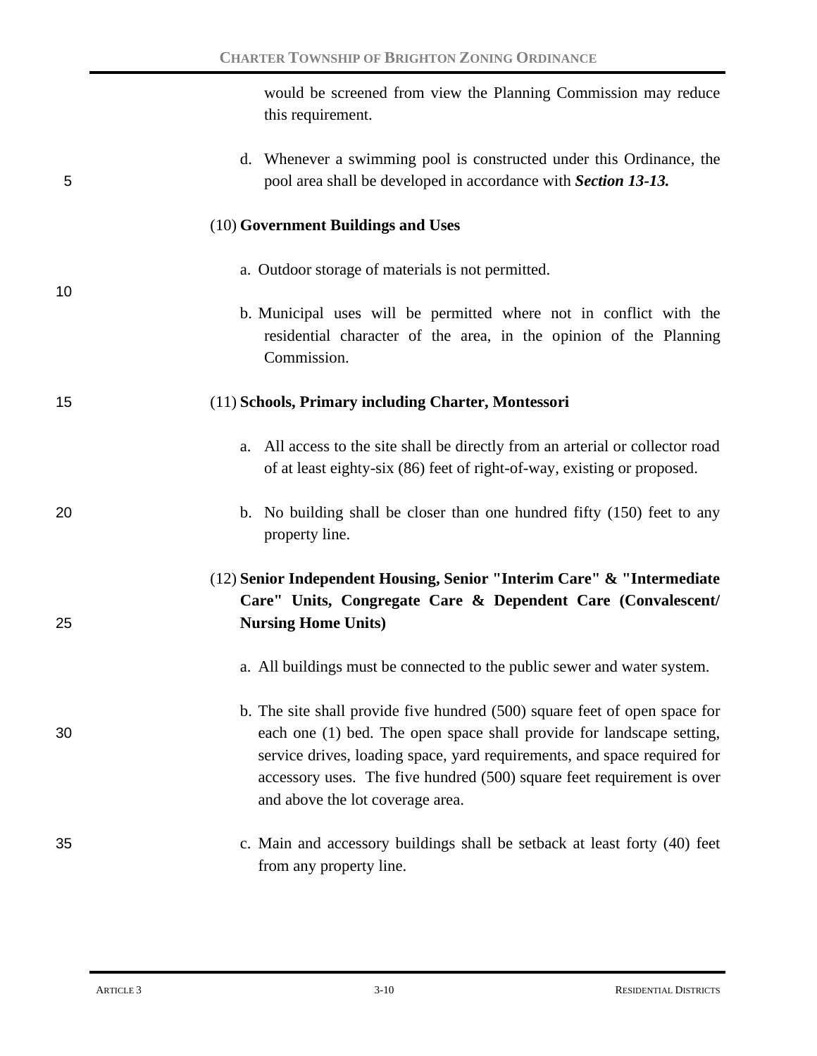would be screened from view the Planning Commission may reduce this requirement.

d. Whenever a swimming pool is constructed under this Ordinance, the pool area shall be developed in accordance with ***Section 13-13.***

(10) **Government Buildings and Uses**

a. Outdoor storage of materials is not permitted.

b. Municipal uses will be permitted where not in conflict with the residential character of the area, in the opinion of the Planning Commission.

(11) **Schools, Primary including Charter, Montessori**

a. All access to the site shall be directly from an arterial or collector road of at least eighty-six (86) feet of right-of-way, existing or proposed.

b. No building shall be closer than one hundred fifty (150) feet to any property line.

(12) **Senior Independent Housing, Senior "Interim Care" & "Intermediate Care" Units, Congregate Care & Dependent Care (Convalescent/ Nursing Home Units)**

a. All buildings must be connected to the public sewer and water system.

b. The site shall provide five hundred (500) square feet of open space for each one (1) bed. The open space shall provide for landscape setting, service drives, loading space, yard requirements, and space required for accessory uses. The five hundred (500) square feet requirement is over and above the lot coverage area.

c. Main and accessory buildings shall be setback at least forty (40) feet from any property line.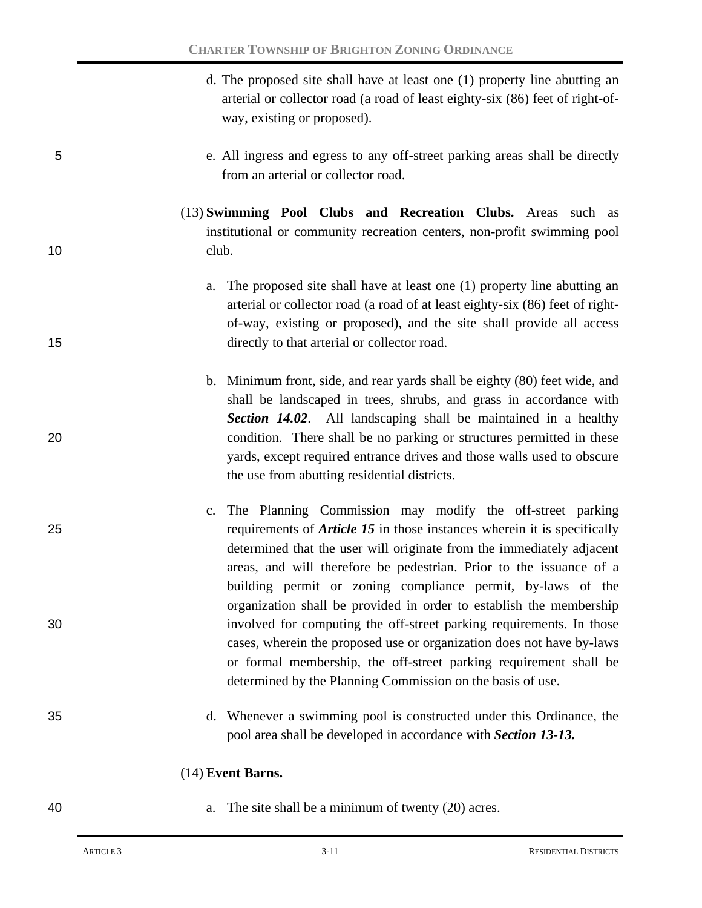d. The proposed site shall have at least one (1) property line abutting an arterial or collector road (a road of least eighty-six (86) feet of right-of-way, existing or proposed).

e. All ingress and egress to any off-street parking areas shall be directly from an arterial or collector road.

(13) **Swimming Pool Clubs and Recreation Clubs.** Areas such as institutional or community recreation centers, non-profit swimming pool club.

a. The proposed site shall have at least one (1) property line abutting an arterial or collector road (a road of at least eighty-six (86) feet of right-of-way, existing or proposed), and the site shall provide all access directly to that arterial or collector road.

b. Minimum front, side, and rear yards shall be eighty (80) feet wide, and shall be landscaped in trees, shrubs, and grass in accordance with ***Section 14.02***. All landscaping shall be maintained in a healthy condition. There shall be no parking or structures permitted in these yards, except required entrance drives and those walls used to obscure the use from abutting residential districts.

c. The Planning Commission may modify the off-street parking requirements of ***Article 15*** in those instances wherein it is specifically determined that the user will originate from the immediately adjacent areas, and will therefore be pedestrian. Prior to the issuance of a building permit or zoning compliance permit, by-laws of the organization shall be provided in order to establish the membership involved for computing the off-street parking requirements. In those cases, wherein the proposed use or organization does not have by-laws or formal membership, the off-street parking requirement shall be determined by the Planning Commission on the basis of use.

d. Whenever a swimming pool is constructed under this Ordinance, the pool area shall be developed in accordance with ***Section 13-13.***

(14) **Event Barns.**

a. The site shall be a minimum of twenty (20) acres.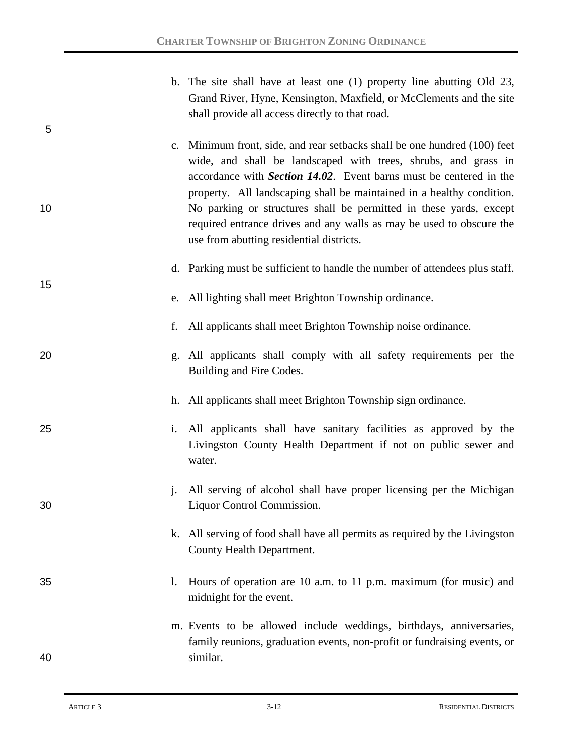b. The site shall have at least one (1) property line abutting Old 23, Grand River, Hyne, Kensington, Maxfield, or McClements and the site shall provide all access directly to that road.

c. Minimum front, side, and rear setbacks shall be one hundred (100) feet wide, and shall be landscaped with trees, shrubs, and grass in accordance with ***Section 14.02***. Event barns must be centered in the property. All landscaping shall be maintained in a healthy condition. No parking or structures shall be permitted in these yards, except required entrance drives and any walls as may be used to obscure the use from abutting residential districts.

d. Parking must be sufficient to handle the number of attendees plus staff.

e. All lighting shall meet Brighton Township ordinance.

f. All applicants shall meet Brighton Township noise ordinance.

g. All applicants shall comply with all safety requirements per the Building and Fire Codes.

h. All applicants shall meet Brighton Township sign ordinance.

i. All applicants shall have sanitary facilities as approved by the Livingston County Health Department if not on public sewer and water.

j. All serving of alcohol shall have proper licensing per the Michigan Liquor Control Commission.

k. All serving of food shall have all permits as required by the Livingston County Health Department.

l. Hours of operation are 10 a.m. to 11 p.m. maximum (for music) and midnight for the event.

m. Events to be allowed include weddings, birthdays, anniversaries, family reunions, graduation events, non-profit or fundraising events, or similar.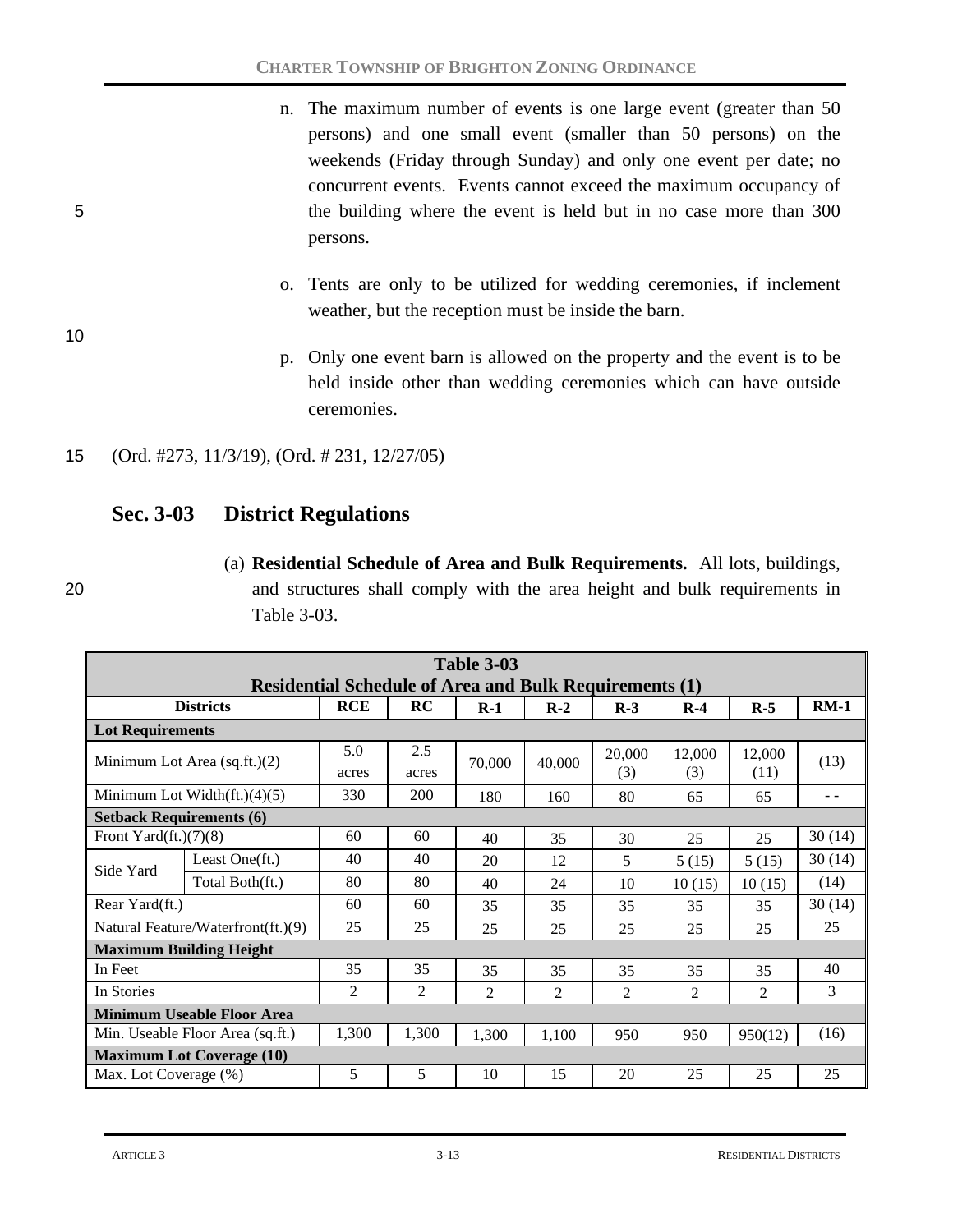n. The maximum number of events is one large event (greater than 50 persons) and one small event (smaller than 50 persons) on the weekends (Friday through Sunday) and only one event per date; no concurrent events. Events cannot exceed the maximum occupancy of the building where the event is held but in no case more than 300 persons.

o. Tents are only to be utilized for wedding ceremonies, if inclement weather, but the reception must be inside the barn.

p. Only one event barn is allowed on the property and the event is to be held inside other than wedding ceremonies which can have outside ceremonies.

(Ord. #273, 11/3/19), (Ord. # 231, 12/27/05)

## Sec. 3-03 District Regulations

(a) **Residential Schedule of Area and Bulk Requirements.** All lots, buildings, and structures shall comply with the area height and bulk requirements in Table 3-03.

**Table 3-03**
**Residential Schedule of Area and Bulk Requirements (1)**

| Districts | | RCE | RC | R-1 | R-2 | R-3 | R-4 | R-5 | RM-1 |
|---|---|---|---|---|---|---|---|---|---|
| **Lot Requirements** | | | | | | | | | |
| Minimum Lot Area (sq.ft.)(2) | | 5.0 acres | 2.5 acres | 70,000 | 40,000 | 20,000 (3) | 12,000 (3) | 12,000 (11) | (13) |
| Minimum Lot Width(ft.)(4)(5) | | 330 | 200 | 180 | 160 | 80 | 65 | 65 | - - |
| **Setback Requirements (6)** | | | | | | | | | |
| Front Yard(ft.)(7)(8) | | 60 | 60 | 40 | 35 | 30 | 25 | 25 | 30 (14) |
| Side Yard | Least One(ft.) | 40 | 40 | 20 | 12 | 5 | 5 (15) | 5 (15) | 30 (14) |
| | Total Both(ft.) | 80 | 80 | 40 | 24 | 10 | 10 (15) | 10 (15) | (14) |
| Rear Yard(ft.) | | 60 | 60 | 35 | 35 | 35 | 35 | 35 | 30 (14) |
| Natural Feature/Waterfront(ft.)(9) | | 25 | 25 | 25 | 25 | 25 | 25 | 25 | 25 |
| **Maximum Building Height** | | | | | | | | | |
| In Feet | | 35 | 35 | 35 | 35 | 35 | 35 | 35 | 40 |
| In Stories | | 2 | 2 | 2 | 2 | 2 | 2 | 2 | 3 |
| **Minimum Useable Floor Area** | | | | | | | | | |
| Min. Useable Floor Area (sq.ft.) | | 1,300 | 1,300 | 1,300 | 1,100 | 950 | 950 | 950(12) | (16) |
| **Maximum Lot Coverage (10)** | | | | | | | | | |
| Max. Lot Coverage (%) | | 5 | 5 | 10 | 15 | 20 | 25 | 25 | 25 |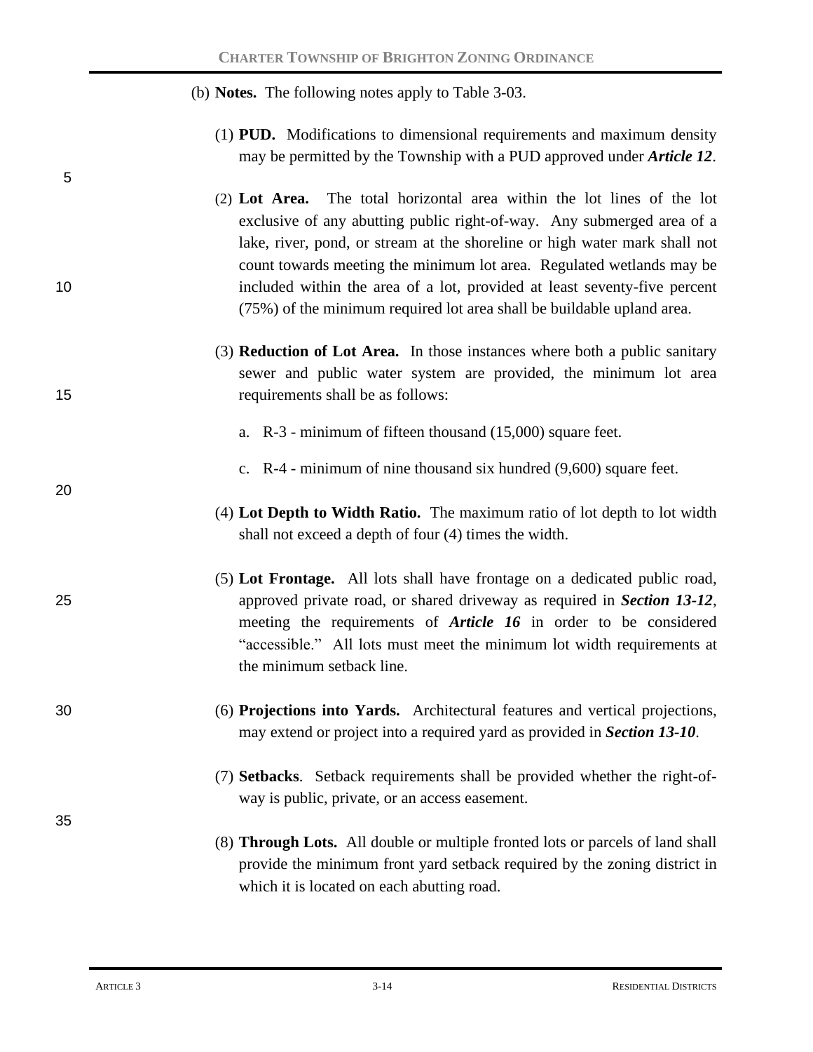(b) **Notes.** The following notes apply to Table 3-03.

(1) **PUD.** Modifications to dimensional requirements and maximum density may be permitted by the Township with a PUD approved under ***Article 12***.

(2) **Lot Area.** The total horizontal area within the lot lines of the lot exclusive of any abutting public right-of-way. Any submerged area of a lake, river, pond, or stream at the shoreline or high water mark shall not count towards meeting the minimum lot area. Regulated wetlands may be included within the area of a lot, provided at least seventy-five percent (75%) of the minimum required lot area shall be buildable upland area.

(3) **Reduction of Lot Area.** In those instances where both a public sanitary sewer and public water system are provided, the minimum lot area requirements shall be as follows:

a. R-3 - minimum of fifteen thousand (15,000) square feet.

c. R-4 - minimum of nine thousand six hundred (9,600) square feet.

(4) **Lot Depth to Width Ratio.** The maximum ratio of lot depth to lot width shall not exceed a depth of four (4) times the width.

(5) **Lot Frontage.** All lots shall have frontage on a dedicated public road, approved private road, or shared driveway as required in ***Section 13-12***, meeting the requirements of ***Article 16*** in order to be considered "accessible." All lots must meet the minimum lot width requirements at the minimum setback line.

(6) **Projections into Yards.** Architectural features and vertical projections, may extend or project into a required yard as provided in ***Section 13-10***.

(7) **Setbacks**. Setback requirements shall be provided whether the right-of-way is public, private, or an access easement.

(8) **Through Lots.** All double or multiple fronted lots or parcels of land shall provide the minimum front yard setback required by the zoning district in which it is located on each abutting road.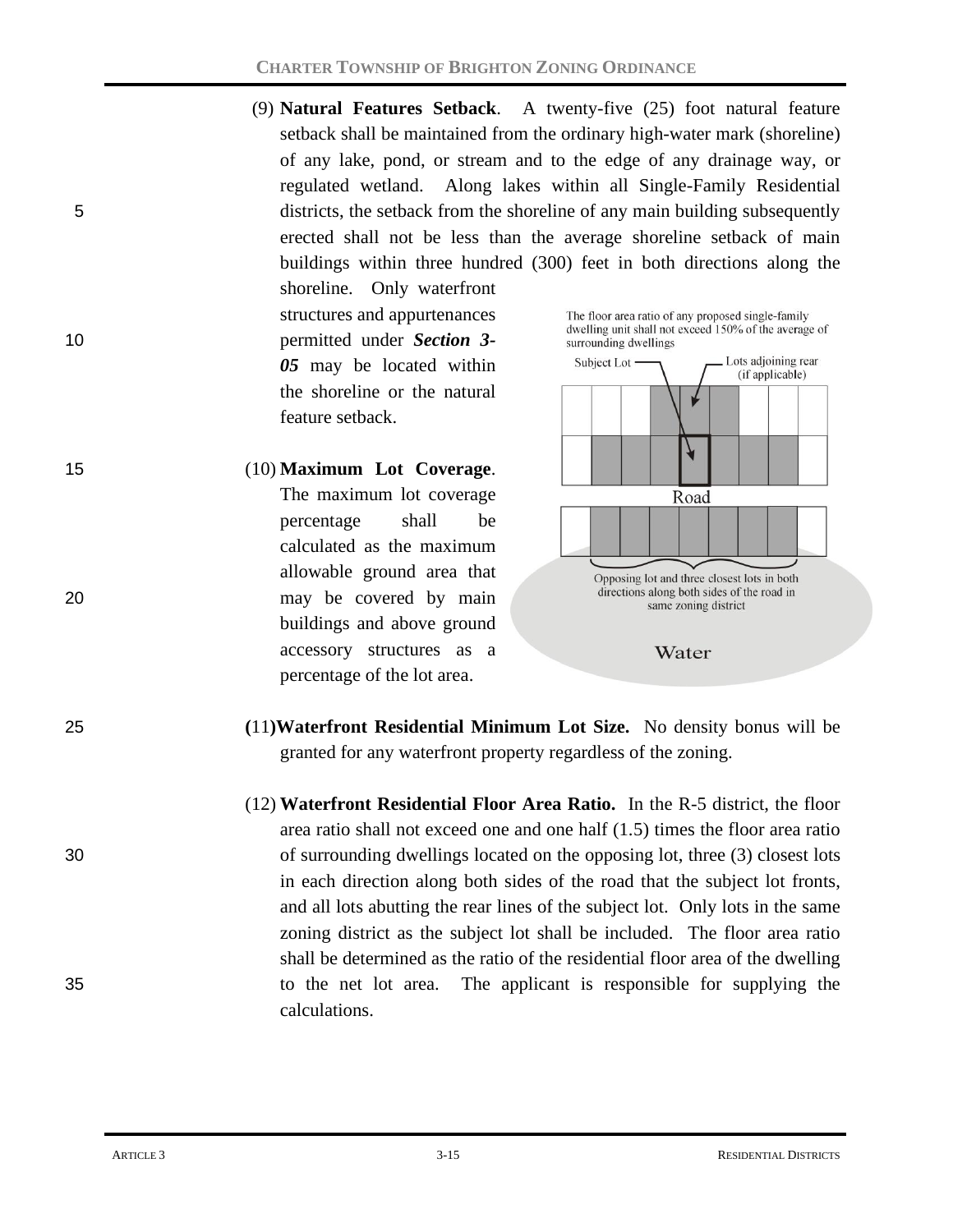(9) **Natural Features Setback**. A twenty-five (25) foot natural feature setback shall be maintained from the ordinary high-water mark (shoreline) of any lake, pond, or stream and to the edge of any drainage way, or regulated wetland. Along lakes within all Single-Family Residential districts, the setback from the shoreline of any main building subsequently erected shall not be less than the average shoreline setback of main buildings within three hundred (300) feet in both directions along the shoreline. Only waterfront structures and appurtenances permitted under ***Section 3-05*** may be located within the shoreline or the natural feature setback.

(10) **Maximum Lot Coverage**. The maximum lot coverage percentage shall be calculated as the maximum allowable ground area that may be covered by main buildings and above ground accessory structures as a percentage of the lot area.

The floor area ratio of any proposed single-family dwelling unit shall not exceed 150% of the average of surrounding dwellings

Subject Lot — Lots adjoining rear (if applicable)

Road

Opposing lot and three closest lots in both directions along both sides of the road in same zoning district

Water

(11) **Waterfront Residential Minimum Lot Size.** No density bonus will be granted for any waterfront property regardless of the zoning.

(12) **Waterfront Residential Floor Area Ratio.** In the R-5 district, the floor area ratio shall not exceed one and one half (1.5) times the floor area ratio of surrounding dwellings located on the opposing lot, three (3) closest lots in each direction along both sides of the road that the subject lot fronts, and all lots abutting the rear lines of the subject lot. Only lots in the same zoning district as the subject lot shall be included. The floor area ratio shall be determined as the ratio of the residential floor area of the dwelling to the net lot area. The applicant is responsible for supplying the calculations.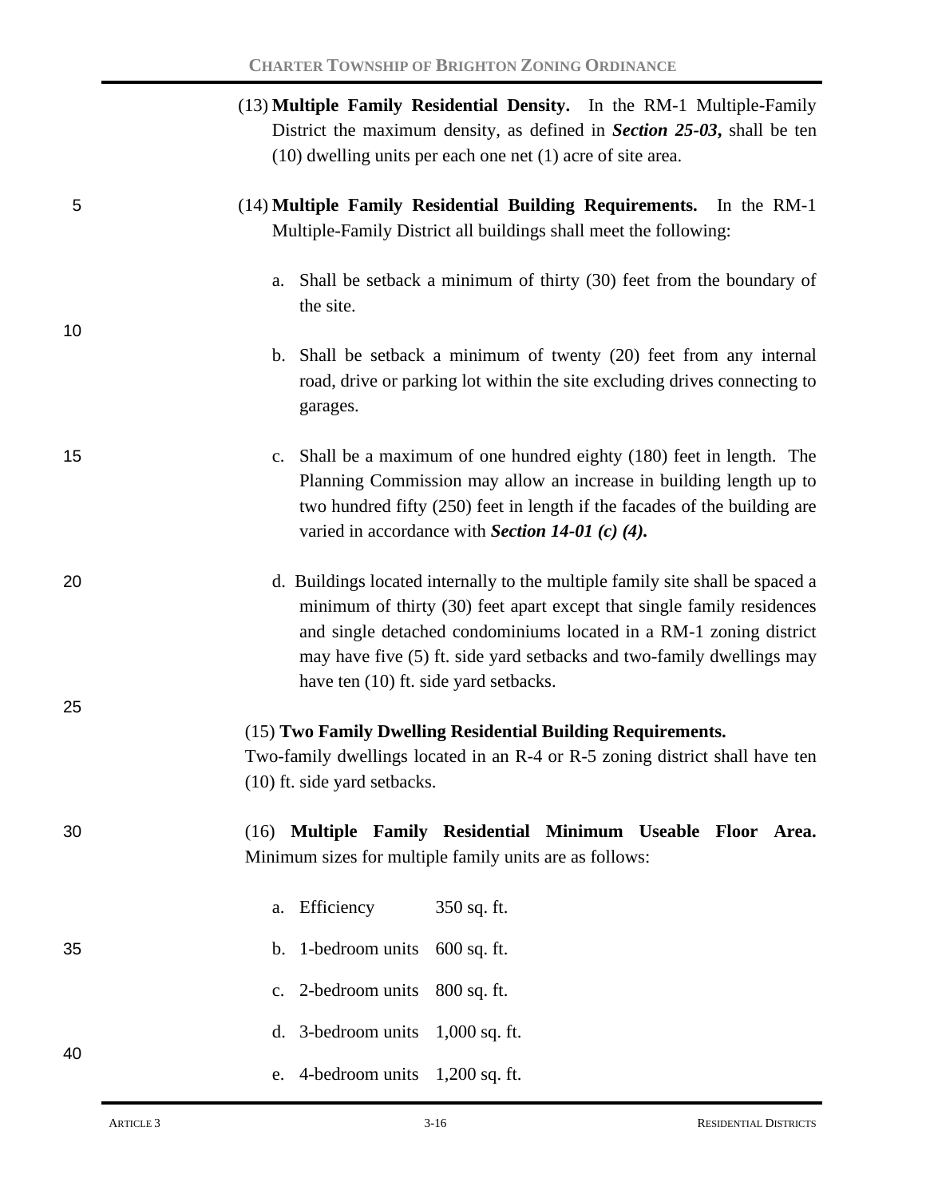(13) **Multiple Family Residential Density.** In the RM-1 Multiple-Family District the maximum density, as defined in ***Section 25-03***, shall be ten (10) dwelling units per each one net (1) acre of site area.

(14) **Multiple Family Residential Building Requirements.** In the RM-1 Multiple-Family District all buildings shall meet the following:

a. Shall be setback a minimum of thirty (30) feet from the boundary of the site.

b. Shall be setback a minimum of twenty (20) feet from any internal road, drive or parking lot within the site excluding drives connecting to garages.

c. Shall be a maximum of one hundred eighty (180) feet in length. The Planning Commission may allow an increase in building length up to two hundred fifty (250) feet in length if the facades of the building are varied in accordance with ***Section 14-01 (c) (4).***

d. Buildings located internally to the multiple family site shall be spaced a minimum of thirty (30) feet apart except that single family residences and single detached condominiums located in a RM-1 zoning district may have five (5) ft. side yard setbacks and two-family dwellings may have ten (10) ft. side yard setbacks.

(15) **Two Family Dwelling Residential Building Requirements.** Two-family dwellings located in an R-4 or R-5 zoning district shall have ten (10) ft. side yard setbacks.

(16) **Multiple Family Residential Minimum Useable Floor Area.** Minimum sizes for multiple family units are as follows:

a. Efficiency 350 sq. ft.

b. 1-bedroom units 600 sq. ft.

c. 2-bedroom units 800 sq. ft.

d. 3-bedroom units 1,000 sq. ft.

e. 4-bedroom units 1,200 sq. ft.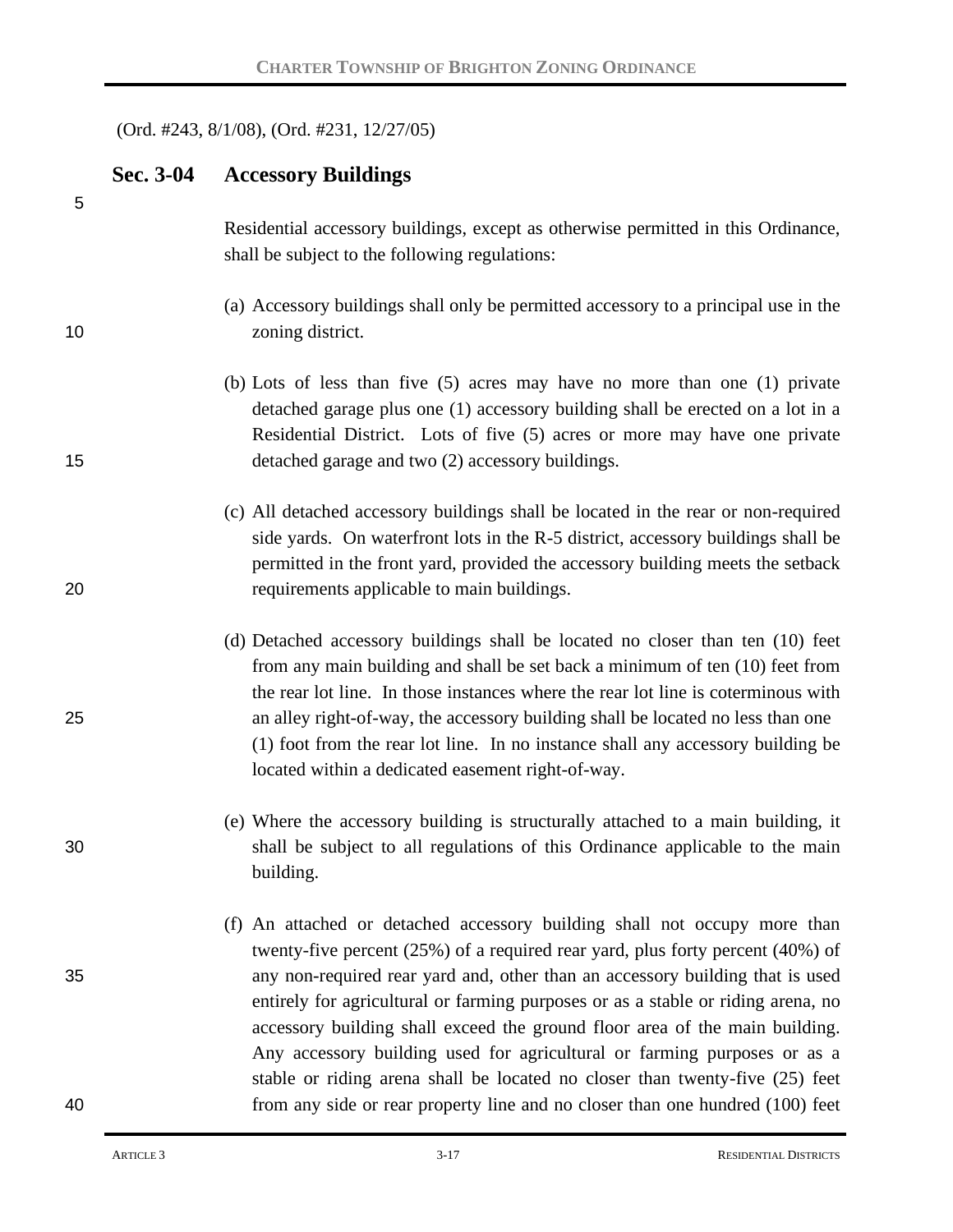(Ord. #243, 8/1/08), (Ord. #231, 12/27/05)

## Sec. 3-04 Accessory Buildings

Residential accessory buildings, except as otherwise permitted in this Ordinance, shall be subject to the following regulations:

(a) Accessory buildings shall only be permitted accessory to a principal use in the zoning district.

(b) Lots of less than five (5) acres may have no more than one (1) private detached garage plus one (1) accessory building shall be erected on a lot in a Residential District. Lots of five (5) acres or more may have one private detached garage and two (2) accessory buildings.

(c) All detached accessory buildings shall be located in the rear or non-required side yards. On waterfront lots in the R-5 district, accessory buildings shall be permitted in the front yard, provided the accessory building meets the setback requirements applicable to main buildings.

(d) Detached accessory buildings shall be located no closer than ten (10) feet from any main building and shall be set back a minimum of ten (10) feet from the rear lot line. In those instances where the rear lot line is coterminous with an alley right-of-way, the accessory building shall be located no less than one (1) foot from the rear lot line. In no instance shall any accessory building be located within a dedicated easement right-of-way.

(e) Where the accessory building is structurally attached to a main building, it shall be subject to all regulations of this Ordinance applicable to the main building.

(f) An attached or detached accessory building shall not occupy more than twenty-five percent (25%) of a required rear yard, plus forty percent (40%) of any non-required rear yard and, other than an accessory building that is used entirely for agricultural or farming purposes or as a stable or riding arena, no accessory building shall exceed the ground floor area of the main building. Any accessory building used for agricultural or farming purposes or as a stable or riding arena shall be located no closer than twenty-five (25) feet from any side or rear property line and no closer than one hundred (100) feet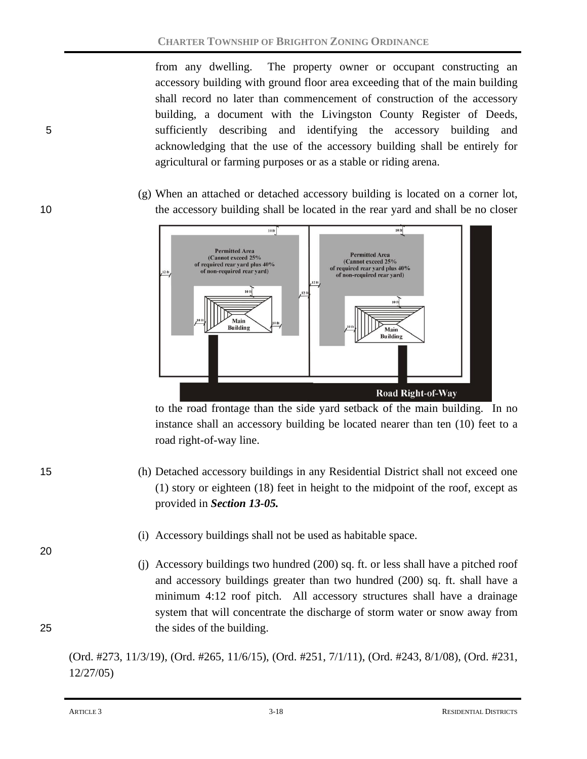from any dwelling. The property owner or occupant constructing an accessory building with ground floor area exceeding that of the main building shall record no later than commencement of construction of the accessory building, a document with the Livingston County Register of Deeds, sufficiently describing and identifying the accessory building and acknowledging that the use of the accessory building shall be entirely for agricultural or farming purposes or as a stable or riding arena.

(g) When an attached or detached accessory building is located on a corner lot, the accessory building shall be located in the rear yard and shall be no closer to the road frontage than the side yard setback of the main building. In no instance shall an accessory building be located nearer than ten (10) feet to a road right-of-way line.

(h) Detached accessory buildings in any Residential District shall not exceed one (1) story or eighteen (18) feet in height to the midpoint of the roof, except as provided in ***Section 13-05.***

(i) Accessory buildings shall not be used as habitable space.

(j) Accessory buildings two hundred (200) sq. ft. or less shall have a pitched roof and accessory buildings greater than two hundred (200) sq. ft. shall have a minimum 4:12 roof pitch. All accessory structures shall have a drainage system that will concentrate the discharge of storm water or snow away from the sides of the building.

(Ord. #273, 11/3/19), (Ord. #265, 11/6/15), (Ord. #251, 7/1/11), (Ord. #243, 8/1/08), (Ord. #231, 12/27/05)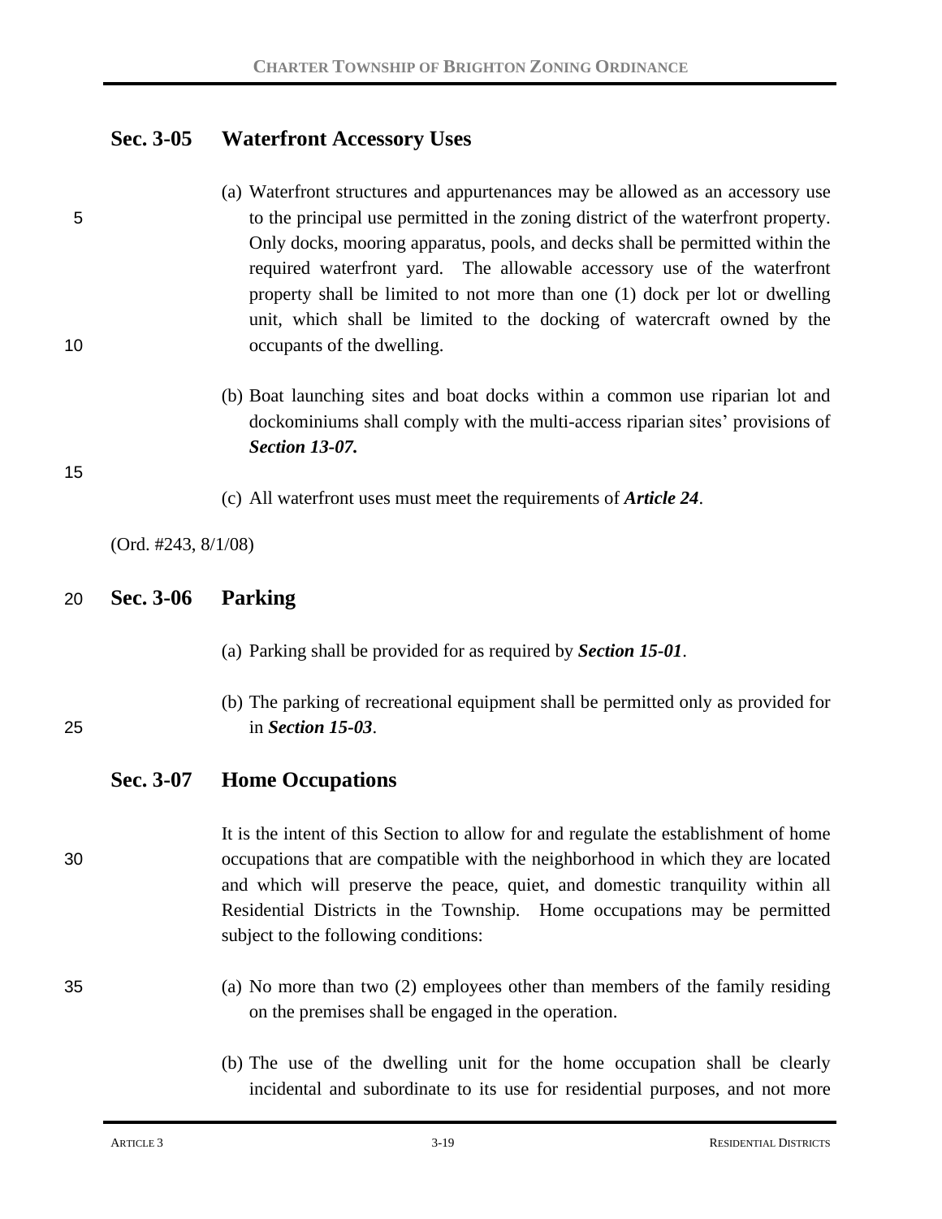## Sec. 3-05 Waterfront Accessory Uses

(a) Waterfront structures and appurtenances may be allowed as an accessory use to the principal use permitted in the zoning district of the waterfront property. Only docks, mooring apparatus, pools, and decks shall be permitted within the required waterfront yard. The allowable accessory use of the waterfront property shall be limited to not more than one (1) dock per lot or dwelling unit, which shall be limited to the docking of watercraft owned by the occupants of the dwelling.

(b) Boat launching sites and boat docks within a common use riparian lot and dockominiums shall comply with the multi-access riparian sites' provisions of ***Section 13-07.***

(c) All waterfront uses must meet the requirements of ***Article 24***.

(Ord. #243, 8/1/08)

## Sec. 3-06 Parking

(a) Parking shall be provided for as required by ***Section 15-01***.

(b) The parking of recreational equipment shall be permitted only as provided for in ***Section 15-03***.

## Sec. 3-07 Home Occupations

It is the intent of this Section to allow for and regulate the establishment of home occupations that are compatible with the neighborhood in which they are located and which will preserve the peace, quiet, and domestic tranquility within all Residential Districts in the Township. Home occupations may be permitted subject to the following conditions:

(a) No more than two (2) employees other than members of the family residing on the premises shall be engaged in the operation.

(b) The use of the dwelling unit for the home occupation shall be clearly incidental and subordinate to its use for residential purposes, and not more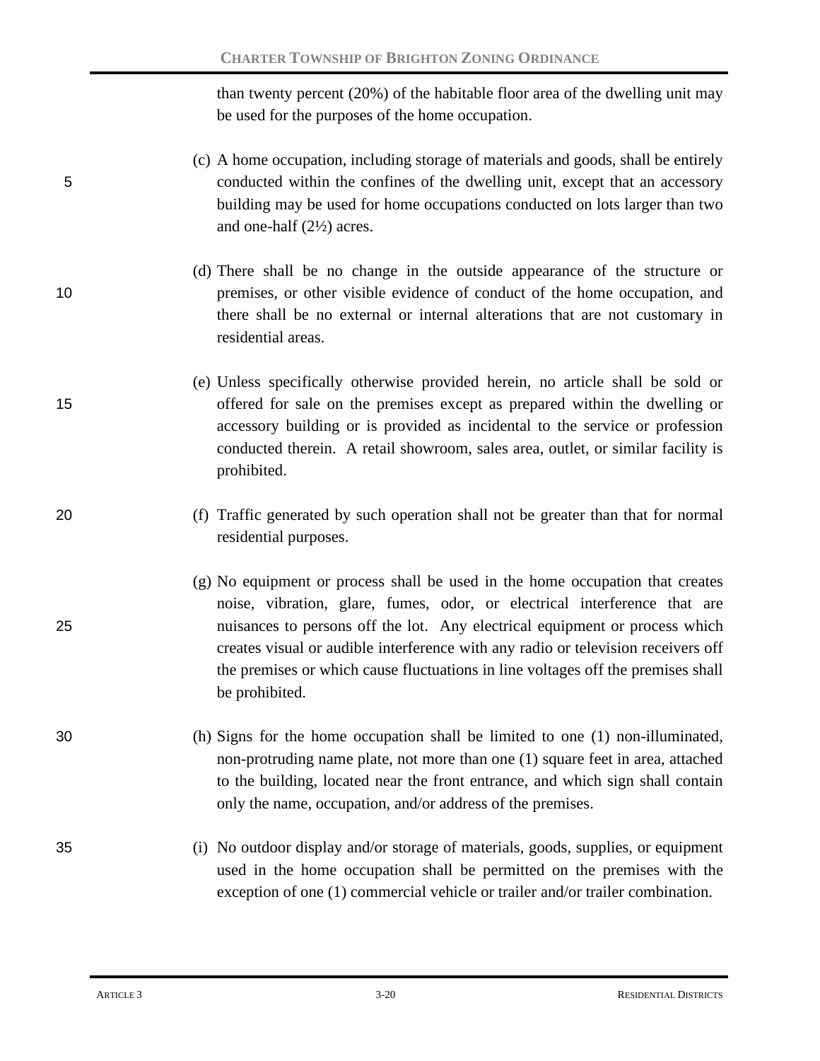than twenty percent (20%) of the habitable floor area of the dwelling unit may be used for the purposes of the home occupation.

(c) A home occupation, including storage of materials and goods, shall be entirely conducted within the confines of the dwelling unit, except that an accessory building may be used for home occupations conducted on lots larger than two and one-half (2½) acres.

(d) There shall be no change in the outside appearance of the structure or premises, or other visible evidence of conduct of the home occupation, and there shall be no external or internal alterations that are not customary in residential areas.

(e) Unless specifically otherwise provided herein, no article shall be sold or offered for sale on the premises except as prepared within the dwelling or accessory building or is provided as incidental to the service or profession conducted therein. A retail showroom, sales area, outlet, or similar facility is prohibited.

(f) Traffic generated by such operation shall not be greater than that for normal residential purposes.

(g) No equipment or process shall be used in the home occupation that creates noise, vibration, glare, fumes, odor, or electrical interference that are nuisances to persons off the lot. Any electrical equipment or process which creates visual or audible interference with any radio or television receivers off the premises or which cause fluctuations in line voltages off the premises shall be prohibited.

(h) Signs for the home occupation shall be limited to one (1) non-illuminated, non-protruding name plate, not more than one (1) square feet in area, attached to the building, located near the front entrance, and which sign shall contain only the name, occupation, and/or address of the premises.

(i) No outdoor display and/or storage of materials, goods, supplies, or equipment used in the home occupation shall be permitted on the premises with the exception of one (1) commercial vehicle or trailer and/or trailer combination.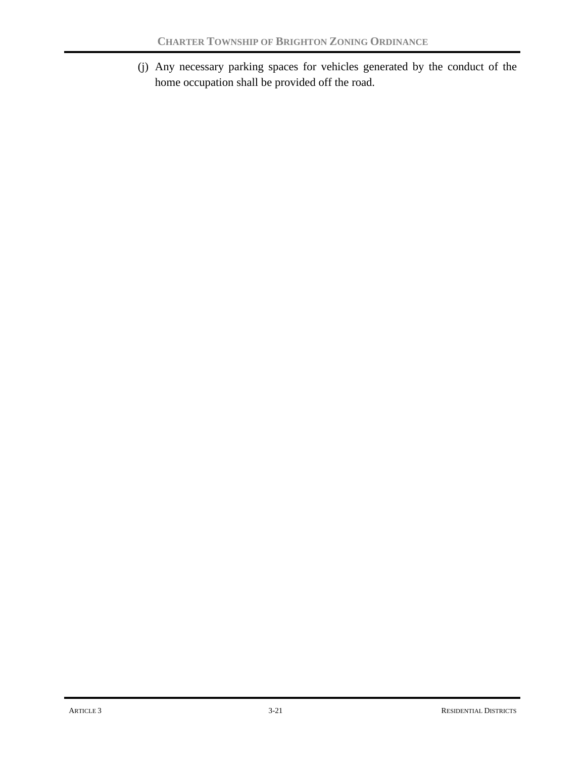(j) Any necessary parking spaces for vehicles generated by the conduct of the home occupation shall be provided off the road.